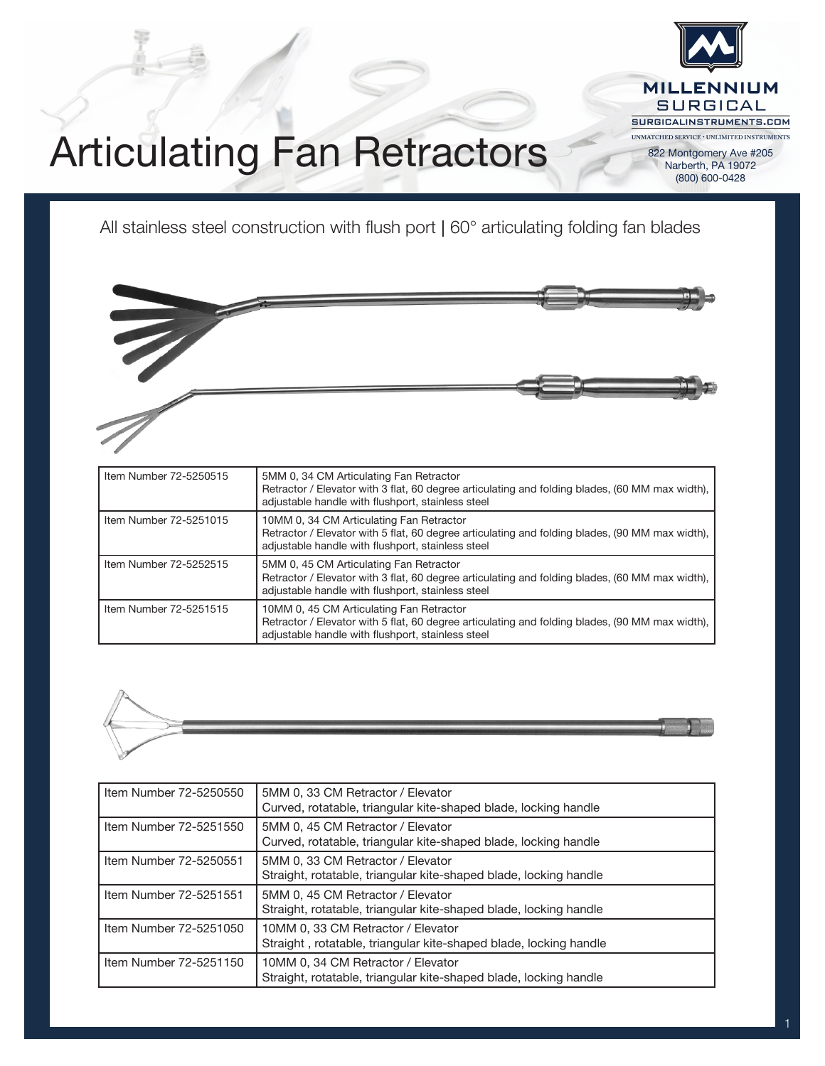# Articulating Fan Retractors

MILLENNIUM SURGICAL
SURGICALINSTRUMENTS.COM
UNMATCHED SERVICE • UNLIMITED INSTRUMENTS

822 Montgomery Ave #205
Narberth, PA 19072
(800) 600-0428

All stainless steel construction with flush port | 60° articulating folding fan blades

| Item Number | Description |
|---|---|
| Item Number 72-5250515 | 5MM 0, 34 CM Articulating Fan Retractor<br>Retractor / Elevator with 3 flat, 60 degree articulating and folding blades, (60 MM max width), adjustable handle with flushport, stainless steel |
| Item Number 72-5251015 | 10MM 0, 34 CM Articulating Fan Retractor<br>Retractor / Elevator with 5 flat, 60 degree articulating and folding blades, (90 MM max width), adjustable handle with flushport, stainless steel |
| Item Number 72-5252515 | 5MM 0, 45 CM Articulating Fan Retractor<br>Retractor / Elevator with 3 flat, 60 degree articulating and folding blades, (60 MM max width), adjustable handle with flushport, stainless steel |
| Item Number 72-5251515 | 10MM 0, 45 CM Articulating Fan Retractor<br>Retractor / Elevator with 5 flat, 60 degree articulating and folding blades, (90 MM max width), adjustable handle with flushport, stainless steel |

| Item Number | Description |
|---|---|
| Item Number 72-5250550 | 5MM 0, 33 CM Retractor / Elevator<br>Curved, rotatable, triangular kite-shaped blade, locking handle |
| Item Number 72-5251550 | 5MM 0, 45 CM Retractor / Elevator<br>Curved, rotatable, triangular kite-shaped blade, locking handle |
| Item Number 72-5250551 | 5MM 0, 33 CM Retractor / Elevator<br>Straight, rotatable, triangular kite-shaped blade, locking handle |
| Item Number 72-5251551 | 5MM 0, 45 CM Retractor / Elevator<br>Straight, rotatable, triangular kite-shaped blade, locking handle |
| Item Number 72-5251050 | 10MM 0, 33 CM Retractor / Elevator<br>Straight , rotatable, triangular kite-shaped blade, locking handle |
| Item Number 72-5251150 | 10MM 0, 34 CM Retractor / Elevator<br>Straight, rotatable, triangular kite-shaped blade, locking handle |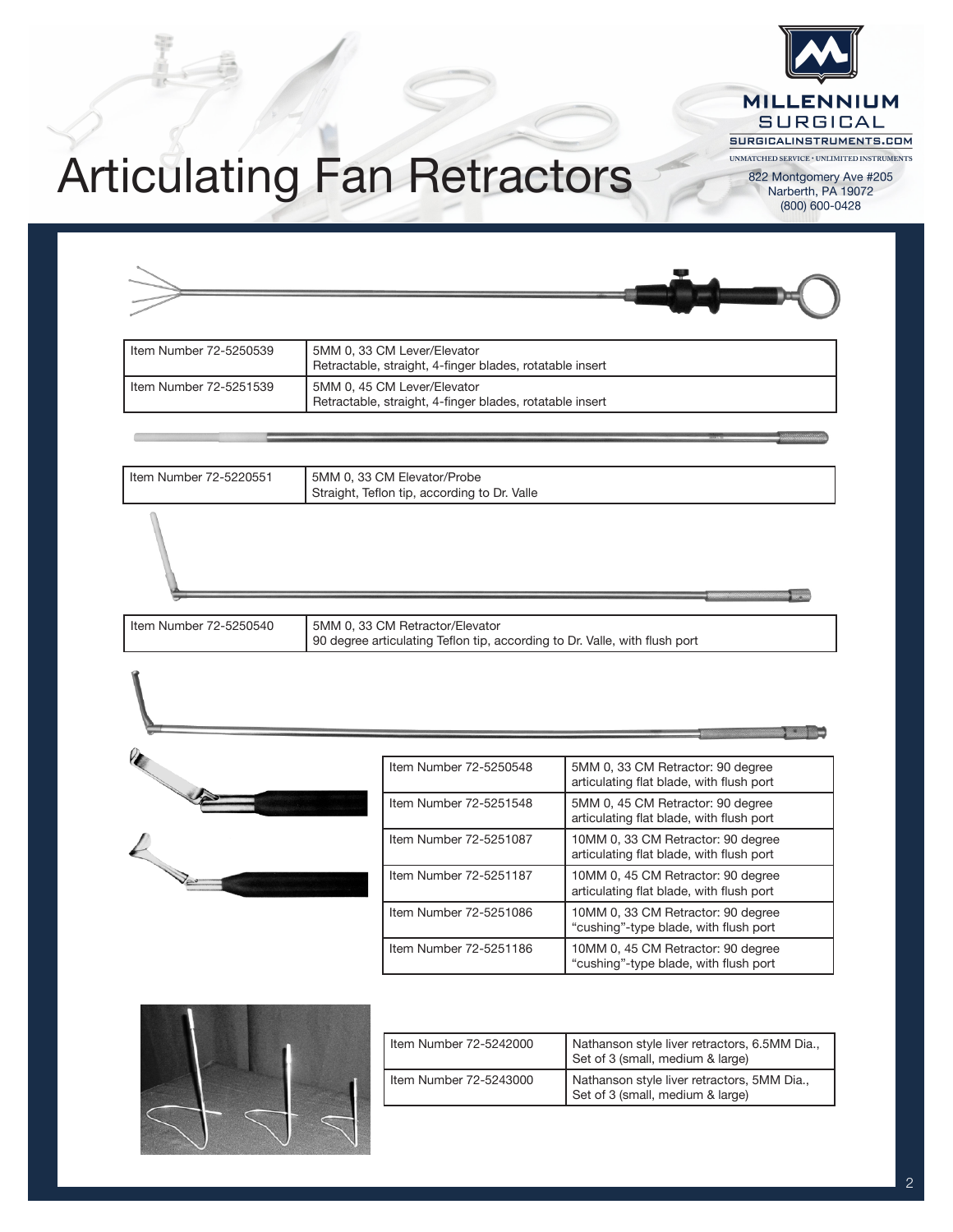# Articulating Fan Retractors

MILLENNIUM SURGICAL
SURGICALINSTRUMENTS.COM
UNMATCHED SERVICE • UNLIMITED INSTRUMENTS

822 Montgomery Ave #205
Narberth, PA 19072
(800) 600-0428

| | |
|---|---|
| Item Number 72-5250539 | 5MM 0, 33 CM Lever/Elevator<br>Retractable, straight, 4-finger blades, rotatable insert |
| Item Number 72-5251539 | 5MM 0, 45 CM Lever/Elevator<br>Retractable, straight, 4-finger blades, rotatable insert |

| | |
|---|---|
| Item Number 72-5220551 | 5MM 0, 33 CM Elevator/Probe<br>Straight, Teflon tip, according to Dr. Valle |

| | |
|---|---|
| Item Number 72-5250540 | 5MM 0, 33 CM Retractor/Elevator<br>90 degree articulating Teflon tip, according to Dr. Valle, with flush port |

| | |
|---|---|
| Item Number 72-5250548 | 5MM 0, 33 CM Retractor: 90 degree articulating flat blade, with flush port |
| Item Number 72-5251548 | 5MM 0, 45 CM Retractor: 90 degree articulating flat blade, with flush port |
| Item Number 72-5251087 | 10MM 0, 33 CM Retractor: 90 degree articulating flat blade, with flush port |
| Item Number 72-5251187 | 10MM 0, 45 CM Retractor: 90 degree articulating flat blade, with flush port |
| Item Number 72-5251086 | 10MM 0, 33 CM Retractor: 90 degree "cushing"-type blade, with flush port |
| Item Number 72-5251186 | 10MM 0, 45 CM Retractor: 90 degree "cushing"-type blade, with flush port |

| | |
|---|---|
| Item Number 72-5242000 | Nathanson style liver retractors, 6.5MM Dia., Set of 3 (small, medium & large) |
| Item Number 72-5243000 | Nathanson style liver retractors, 5MM Dia., Set of 3 (small, medium & large) |